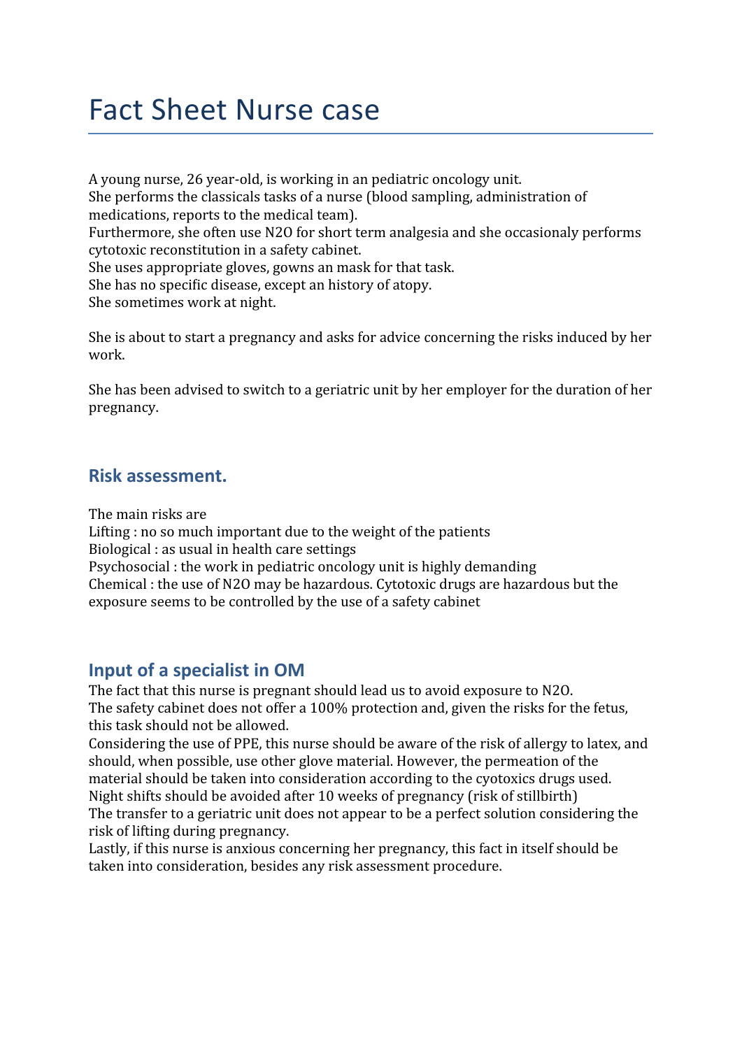# Fact Sheet Nurse case

A young nurse, 26 year-old, is working in an pediatric oncology unit.
She performs the classicals tasks of a nurse (blood sampling, administration of medications, reports to the medical team).
Furthermore, she often use N2O for short term analgesia and she occasionaly performs cytotoxic reconstitution in a safety cabinet.
She uses appropriate gloves, gowns an mask for that task.
She has no specific disease, except an history of atopy.
She sometimes work at night.

She is about to start a pregnancy and asks for advice concerning the risks induced by her work.

She has been advised to switch to a geriatric unit by her employer for the duration of her pregnancy.

## Risk assessment.

The main risks are
Lifting : no so much important due to the weight of the patients
Biological : as usual in health care settings
Psychosocial : the work in pediatric oncology unit is highly demanding
Chemical : the use of N2O may be hazardous. Cytotoxic drugs are hazardous but the exposure seems to be controlled by the use of a safety cabinet

## Input of a specialist in OM

The fact that this nurse is pregnant should lead us to avoid exposure to N2O.
The safety cabinet does not offer a 100% protection and, given the risks for the fetus, this task should not be allowed.
Considering the use of PPE, this nurse should be aware of the risk of allergy to latex, and should, when possible, use other glove material. However, the permeation of the material should be taken into consideration according to the cyotoxics drugs used.
Night shifts should be avoided after 10 weeks of pregnancy (risk of stillbirth)
The transfer to a geriatric unit does not appear to be a perfect solution considering the risk of lifting during pregnancy.
Lastly, if this nurse is anxious concerning her pregnancy, this fact in itself should be taken into consideration, besides any risk assessment procedure.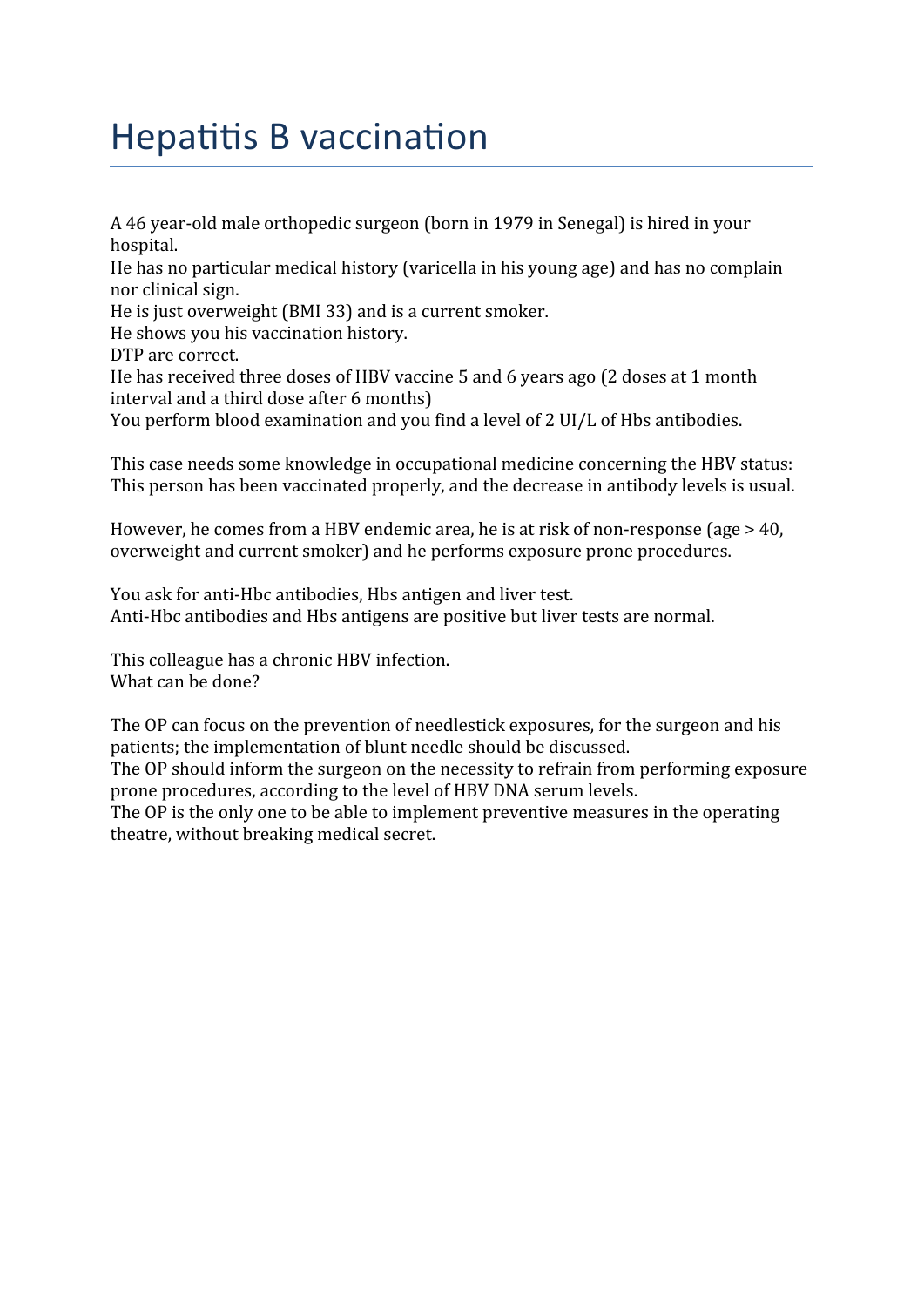# Hepatitis B vaccination

A 46 year-old male orthopedic surgeon (born in 1979 in Senegal) is hired in your hospital.
He has no particular medical history (varicella in his young age) and has no complain nor clinical sign.
He is just overweight (BMI 33) and is a current smoker.
He shows you his vaccination history.
DTP are correct.
He has received three doses of HBV vaccine 5 and 6 years ago (2 doses at 1 month interval and a third dose after 6 months)
You perform blood examination and you find a level of 2 UI/L of Hbs antibodies.

This case needs some knowledge in occupational medicine concerning the HBV status:
This person has been vaccinated properly, and the decrease in antibody levels is usual.

However, he comes from a HBV endemic area, he is at risk of non-response (age > 40, overweight and current smoker) and he performs exposure prone procedures.

You ask for anti-Hbc antibodies, Hbs antigen and liver test.
Anti-Hbc antibodies and Hbs antigens are positive but liver tests are normal.

This colleague has a chronic HBV infection.
What can be done?

The OP can focus on the prevention of needlestick exposures, for the surgeon and his patients; the implementation of blunt needle should be discussed.
The OP should inform the surgeon on the necessity to refrain from performing exposure prone procedures, according to the level of HBV DNA serum levels.
The OP is the only one to be able to implement preventive measures in the operating theatre, without breaking medical secret.